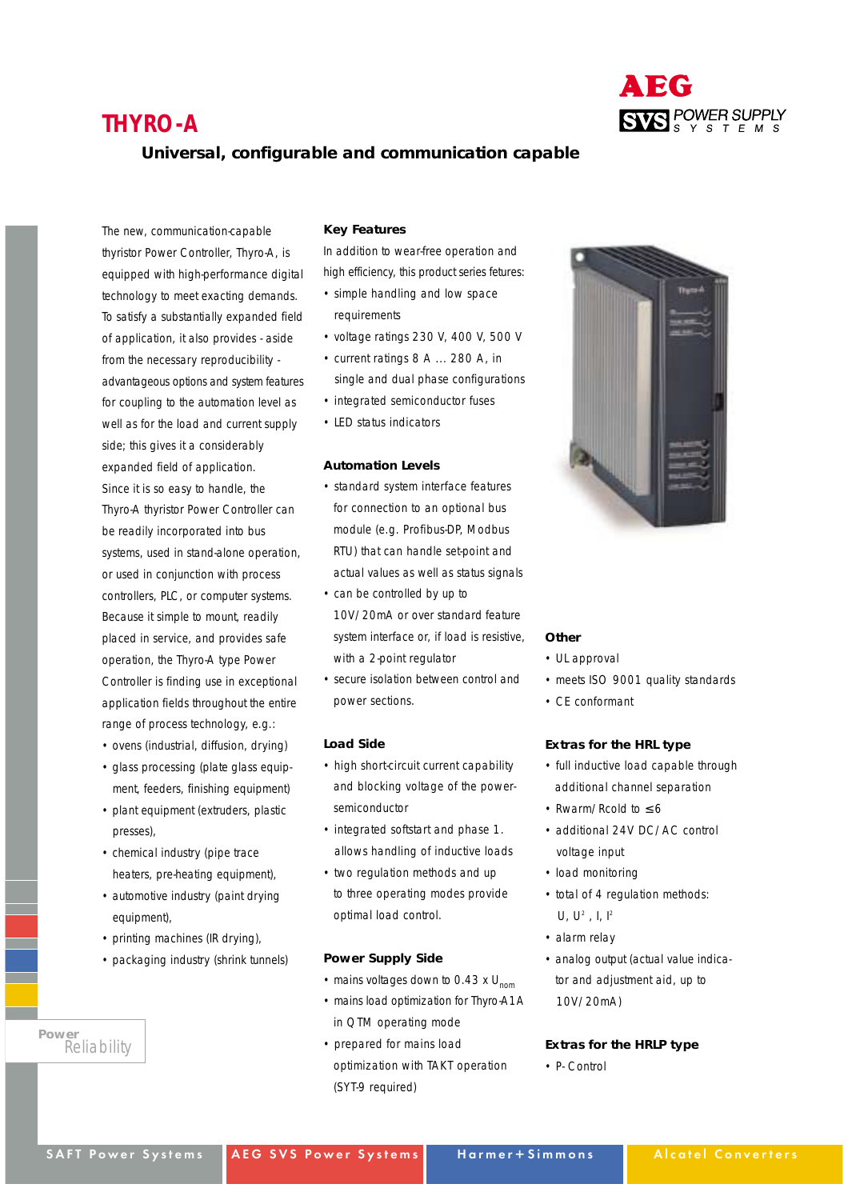# THYRO-A

## Universal, configurable and communication capable

The new, communication-capable thyristor Power Controller, Thyro-A, is equipped with high-performance digital technology to meet exacting demands. To satisfy a substantially expanded field of application, it also provides - aside from the necessary reproducibility - advantageous options and system features for coupling to the automation level as well as for the load and current supply side; this gives it a considerably expanded field of application.
Since it is so easy to handle, the Thyro-A thyristor Power Controller can be readily incorporated into bus systems, used in stand-alone operation, or used in conjunction with process controllers, PLC, or computer systems. Because it simple to mount, readily placed in service, and provides safe operation, the Thyro-A type Power Controller is finding use in exceptional application fields throughout the entire range of process technology, e.g.:

- ovens (industrial, diffusion, drying)
- glass processing (plate glass equipment, feeders, finishing equipment)
- plant equipment (extruders, plastic presses),
- chemical industry (pipe trace heaters, pre-heating equipment),
- automotive industry (paint drying equipment),
- printing machines (IR drying),
- packaging industry (shrink tunnels)

### Key Features

In addition to wear-free operation and high efficiency, this product series fetures:

- simple handling and low space requirements
- voltage ratings 230 V, 400 V, 500 V
- current ratings 8 A ... 280 A, in single and dual phase configurations
- integrated semiconductor fuses
- LED status indicators

### Automation Levels

- standard system interface features for connection to an optional bus module (e.g. Profibus-DP, Modbus RTU) that can handle set-point and actual values as well as status signals
- can be controlled by up to 10V/20mA or over standard feature system interface or, if load is resistive, with a 2-point regulator
- secure isolation between control and power sections.

### Load Side

- high short-circuit current capability and blocking voltage of the power-semiconductor
- integrated softstart and phase 1. allows handling of inductive loads
- two regulation methods and up to three operating modes provide optimal load control.

### Power Supply Side

- mains voltages down to 0.43 x $U_{nom}$
- mains load optimization for Thyro-A1A in QTM operating mode
- prepared for mains load optimization with TAKT operation (SYT-9 required)

### Other

- UL approval
- meets ISO 9001 quality standards
- CE conformant

### Extras for the HRL type

- full inductive load capable through additional channel separation
- Rwarm/Rcold to ≤6
- additional 24V DC/AC control voltage input
- load monitoring
- total of 4 regulation methods: U, $U^2$, I, $I^2$
- alarm relay
- analog output (actual value indicator and adjustment aid, up to 10V/20mA)

### Extras for the HRLP type

- P-Control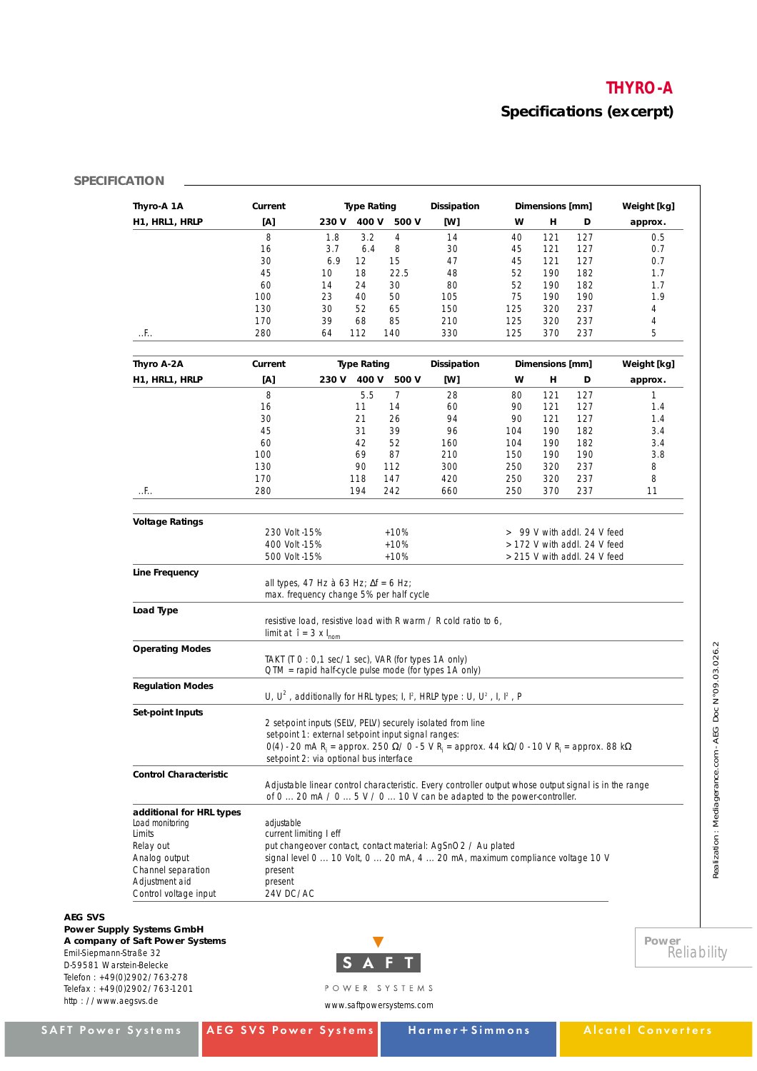# THYRO-A

## Specifications (excerpt)

### SPECIFICATION

| Thyro-A 1A H1, HRL1, HRLP | Current [A] | Type Rating 230 V | 400 V | 500 V | Dissipation [W] | Dimensions [mm] W | H | D | Weight [kg] approx. |
|---|---|---|---|---|---|---|---|---|---|
| | 8 | 1.8 | 3.2 | 4 | 14 | 40 | 121 | 127 | 0.5 |
| | 16 | 3.7 | 6.4 | 8 | 30 | 45 | 121 | 127 | 0.7 |
| | 30 | 6.9 | 12 | 15 | 47 | 45 | 121 | 127 | 0.7 |
| | 45 | 10 | 18 | 22.5 | 48 | 52 | 190 | 182 | 1.7 |
| | 60 | 14 | 24 | 30 | 80 | 52 | 190 | 182 | 1.7 |
| | 100 | 23 | 40 | 50 | 105 | 75 | 190 | 190 | 1.9 |
| | 130 | 30 | 52 | 65 | 150 | 125 | 320 | 237 | 4 |
| | 170 | 39 | 68 | 85 | 210 | 125 | 320 | 237 | 4 |
| ..F.. | 280 | 64 | 112 | 140 | 330 | 125 | 370 | 237 | 5 |

| Thyro A-2A H1, HRL1, HRLP | Current [A] | Type Rating 230 V | 400 V | 500 V | Dissipation [W] | Dimensions [mm] W | H | D | Weight [kg] approx. |
|---|---|---|---|---|---|---|---|---|---|
| | 8 | | 5.5 | 7 | 28 | 80 | 121 | 127 | 1 |
| | 16 | | 11 | 14 | 60 | 90 | 121 | 127 | 1.4 |
| | 30 | | 21 | 26 | 94 | 90 | 121 | 127 | 1.4 |
| | 45 | | 31 | 39 | 96 | 104 | 190 | 182 | 3.4 |
| | 60 | | 42 | 52 | 160 | 104 | 190 | 182 | 3.4 |
| | 100 | | 69 | 87 | 210 | 150 | 190 | 190 | 3.8 |
| | 130 | | 90 | 112 | 300 | 250 | 320 | 237 | 8 |
| | 170 | | 118 | 147 | 420 | 250 | 320 | 237 | 8 |
| ..F.. | 280 | | 194 | 242 | 660 | 250 | 370 | 237 | 11 |

**Voltage Ratings**

| | | |
|---|---|---|
| 230 Volt -15% | +10% | > 99 V with addl. 24 V feed |
| 400 Volt -15% | +10% | > 172 V with addl. 24 V feed |
| 500 Volt -15% | +10% | > 215 V with addl. 24 V feed |

**Line Frequency**

all types, 47 Hz à 63 Hz; Δf = 6 Hz;
max. frequency change 5% per half cycle

**Load Type**

resistive load, resistive load with R warm / R cold ratio to 6,
limit at $\hat{i} = 3 \times I_{nom}$

**Operating Modes**

TAKT (T 0 : 0,1 sec/ 1 sec), VAR (for types 1A only)
QTM = rapid half-cycle pulse mode (for types 1A only)

**Regulation Modes**

U, $U^2$, additionally for HRL types; I, $I^2$, HRLP type : U, $U^2$, I, $I^2$, P

**Set-point Inputs**

2 set-point inputs (SELV, PELV) securely isolated from line
set-point 1: external set-point input signal ranges:
0(4) - 20 mA $R_i$ = approx. 250 Ω/ 0 - 5 V $R_i$ = approx. 44 kΩ/ 0 - 10 V $R_i$ = approx. 88 kΩ
set-point 2: via optional bus interface

**Control Characteristic**

Adjustable linear control characteristic. Every controller output whose output signal is in the range of 0 ... 20 mA / 0 ... 5 V / 0 ... 10 V can be adapted to the power-controller.

**additional for HRL types**

| | |
|---|---|
| Load monitoring | adjustable |
| Limits | current limiting I eff |
| Relay out | put changeover contact, contact material: AgSnO 2 / Au plated |
| Analog output | signal level 0 ... 10 Volt, 0 ... 20 mA, 4 ... 20 mA, maximum compliance voltage 10 V |
| Channel separation | present |
| Adjustment aid | present |
| Control voltage input | 24V DC/AC |

**AEG SVS**
**Power Supply Systems GmbH**
**A company of Saft Power Systems**
Emil-Siepmann-Straße 32
D-59581 Warstein-Belecke
Telefon : +49(0)2902/763-278
Telefax : +49(0)2902/763-1201
http : //www.aegsvs.de

SAFT
POWER SYSTEMS
www.saftpowersystems.com

Power Reliability

Realization : Mediagerance.com - AEG Doc N°09.03.026.2

SAFT Power Systems | AEG SVS Power Systems | Harmer+Simmons | Alcatel Converters